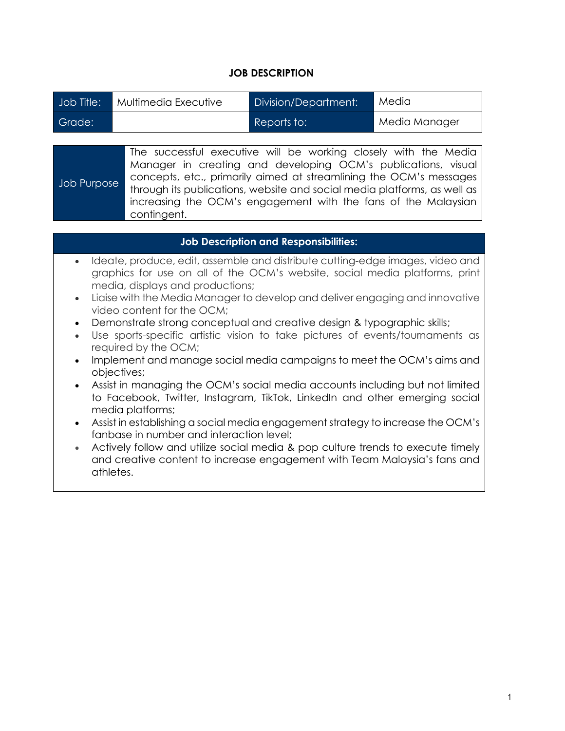# JOB DESCRIPTION

| Job Title: | Multimedia Executive | Division/Department: | Media |
|---|---|---|---|
| Grade: | | Reports to: | Media Manager |

| Job Purpose | The successful executive will be working closely with the Media Manager in creating and developing OCM's publications, visual concepts, etc., primarily aimed at streamlining the OCM's messages through its publications, website and social media platforms, as well as increasing the OCM's engagement with the fans of the Malaysian contingent. |
|---|---|

## Job Description and Responsibilities:

- Ideate, produce, edit, assemble and distribute cutting-edge images, video and graphics for use on all of the OCM's website, social media platforms, print media, displays and productions;
- Liaise with the Media Manager to develop and deliver engaging and innovative video content for the OCM;
- Demonstrate strong conceptual and creative design & typographic skills;
- Use sports-specific artistic vision to take pictures of events/tournaments as required by the OCM;
- Implement and manage social media campaigns to meet the OCM's aims and objectives;
- Assist in managing the OCM's social media accounts including but not limited to Facebook, Twitter, Instagram, TikTok, LinkedIn and other emerging social media platforms;
- Assist in establishing a social media engagement strategy to increase the OCM's fanbase in number and interaction level;
- Actively follow and utilize social media & pop culture trends to execute timely and creative content to increase engagement with Team Malaysia's fans and athletes.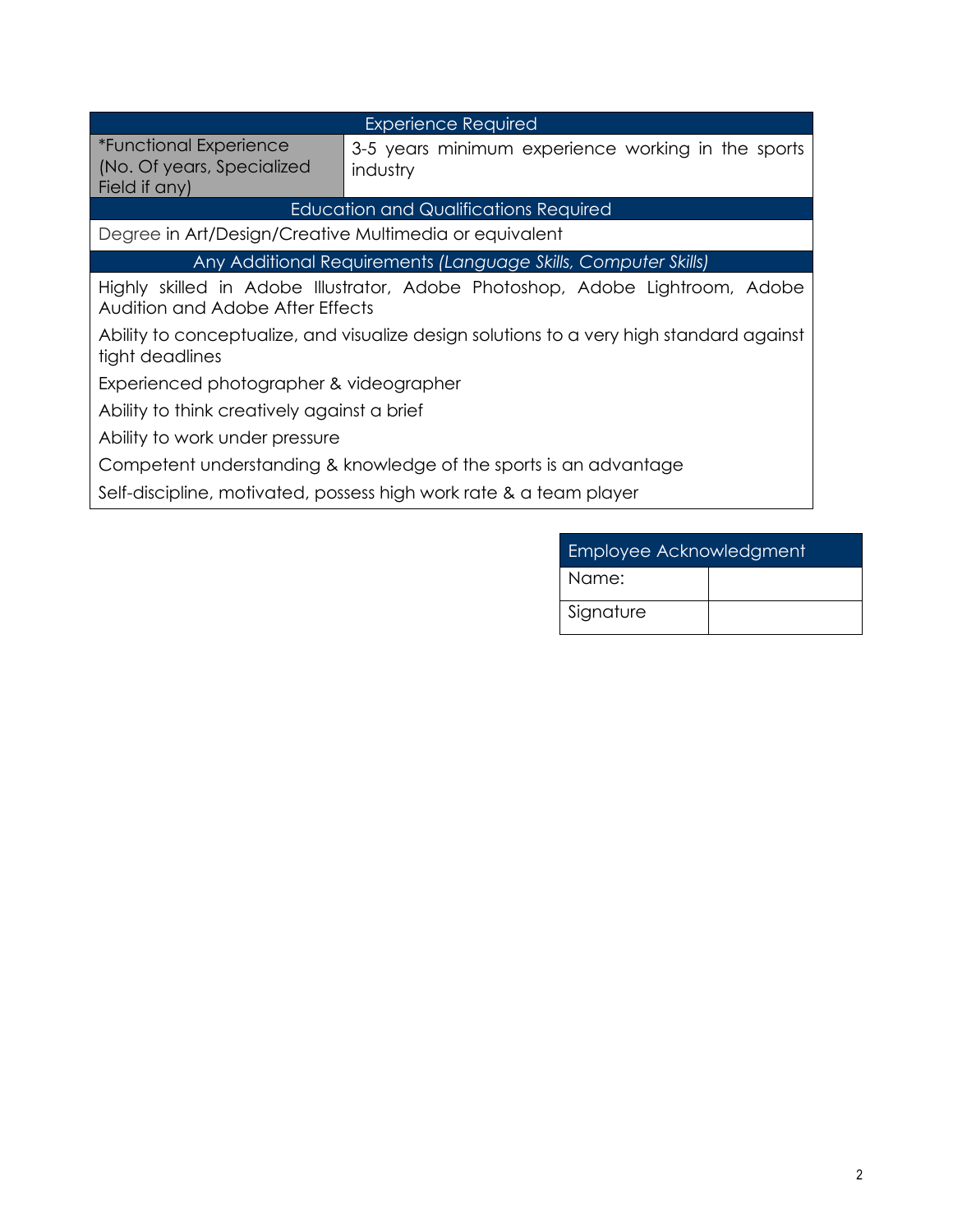| Experience Required | |
|---|---|
| *Functional Experience (No. Of years, Specialized Field if any) | 3-5 years minimum experience working in the sports industry |

| Education and Qualifications Required |
|---|
| Degree in Art/Design/Creative Multimedia or equivalent |

| Any Additional Requirements *(Language Skills, Computer Skills)* |
|---|
| Highly skilled in Adobe Illustrator, Adobe Photoshop, Adobe Lightroom, Adobe Audition and Adobe After Effects |
| Ability to conceptualize, and visualize design solutions to a very high standard against tight deadlines |
| Experienced photographer & videographer |
| Ability to think creatively against a brief |
| Ability to work under pressure |
| Competent understanding & knowledge of the sports is an advantage |
| Self-discipline, motivated, possess high work rate & a team player |

| Employee Acknowledgment | |
|---|---|
| Name: | |
| Signature | |